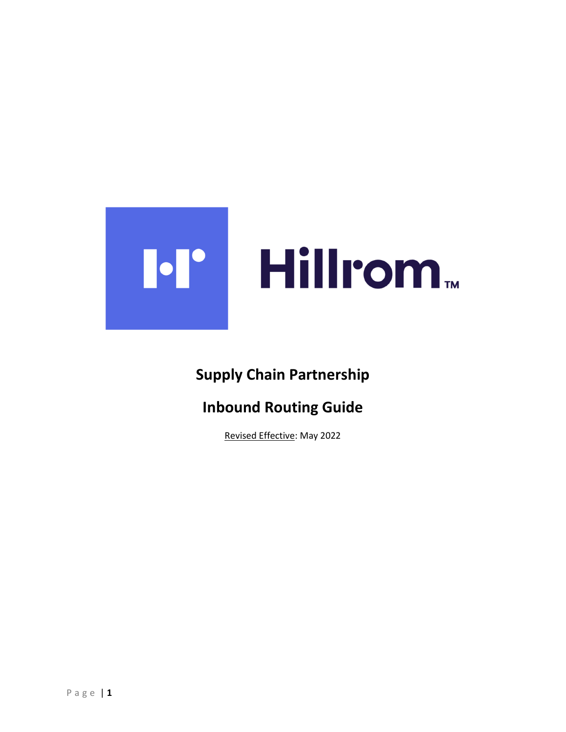Hillrom™

# Supply Chain Partnership

# Inbound Routing Guide

Revised Effective: May 2022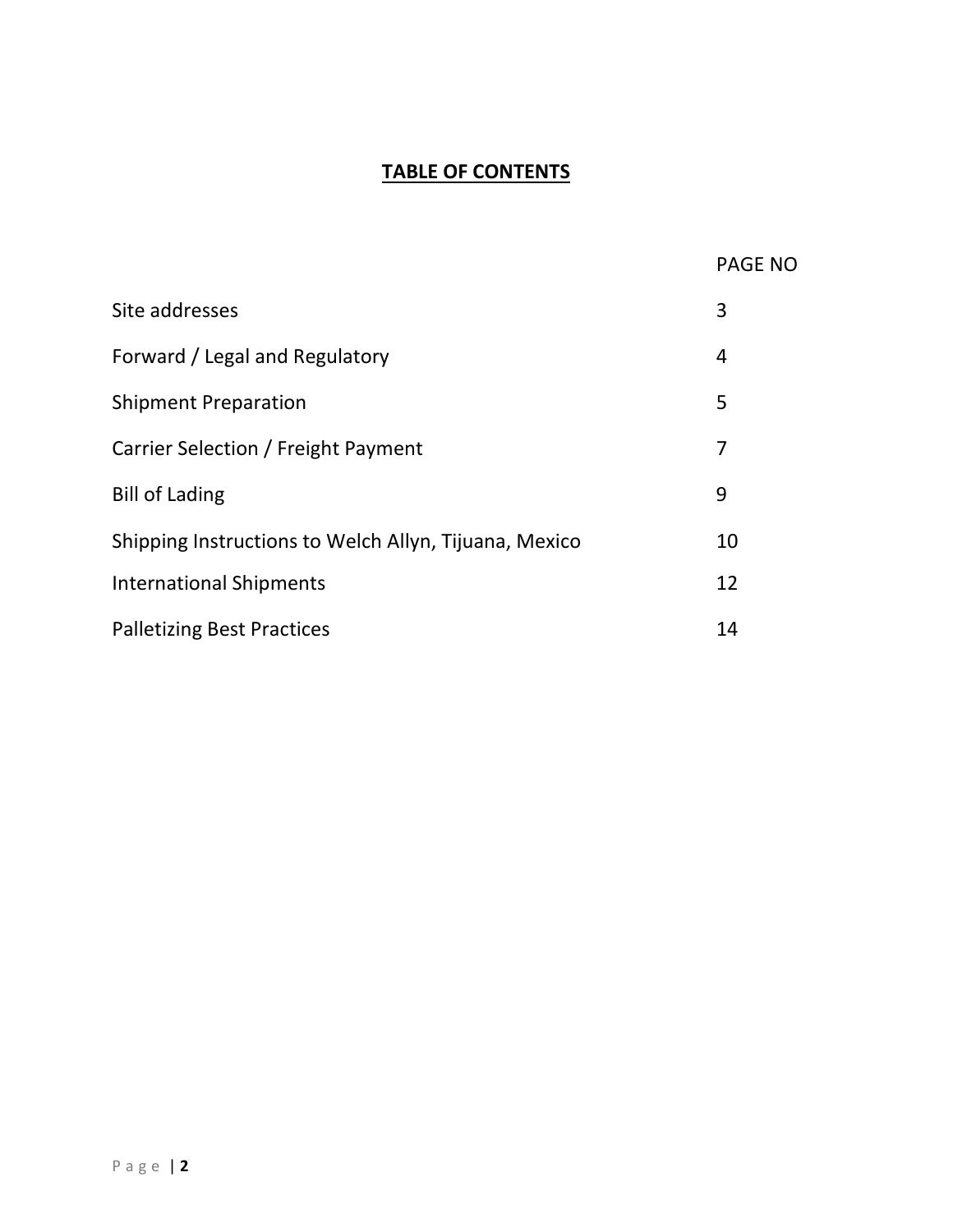# TABLE OF CONTENTS

| | PAGE NO |
|---|---|
| Site addresses | 3 |
| Forward / Legal and Regulatory | 4 |
| Shipment Preparation | 5 |
| Carrier Selection / Freight Payment | 7 |
| Bill of Lading | 9 |
| Shipping Instructions to Welch Allyn, Tijuana, Mexico | 10 |
| International Shipments | 12 |
| Palletizing Best Practices | 14 |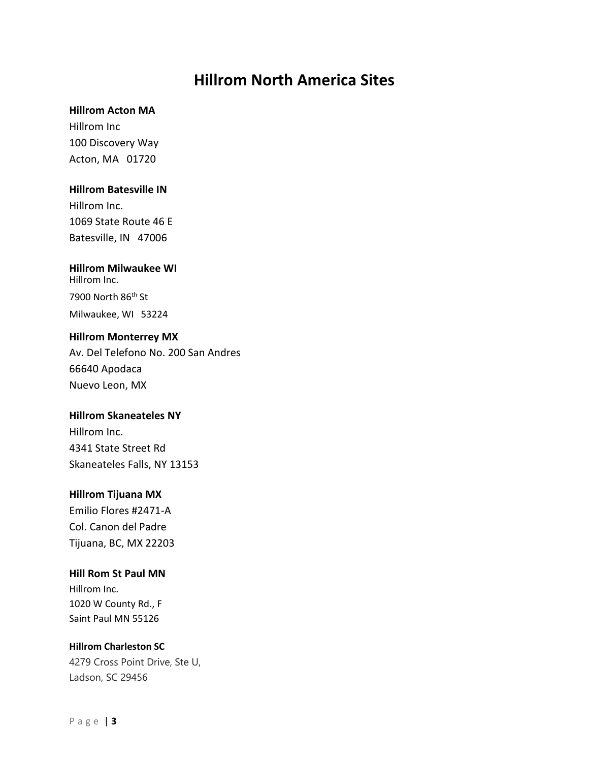# Hillrom North America Sites

**Hillrom Acton MA**
Hillrom Inc
100 Discovery Way
Acton, MA 01720

**Hillrom Batesville IN**
Hillrom Inc.
1069 State Route 46 E
Batesville, IN 47006

**Hillrom Milwaukee WI**
Hillrom Inc.
7900 North 86th St
Milwaukee, WI 53224

**Hillrom Monterrey MX**
Av. Del Telefono No. 200 San Andres
66640 Apodaca
Nuevo Leon, MX

**Hillrom Skaneateles NY**
Hillrom Inc.
4341 State Street Rd
Skaneateles Falls, NY 13153

**Hillrom Tijuana MX**
Emilio Flores #2471-A
Col. Canon del Padre
Tijuana, BC, MX 22203

**Hill Rom St Paul MN**
Hillrom Inc.
1020 W County Rd., F
Saint Paul MN 55126

**Hillrom Charleston SC**
4279 Cross Point Drive, Ste U,
Ladson, SC 29456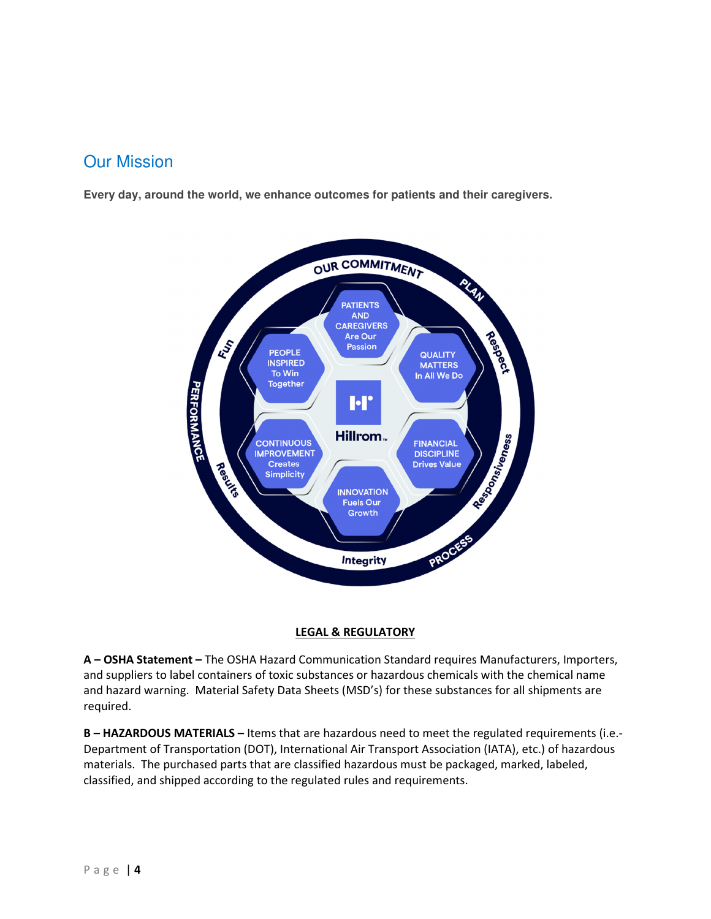## Our Mission

**Every day, around the world, we enhance outcomes for patients and their caregivers.**

**LEGAL & REGULATORY**

**A – OSHA Statement –** The OSHA Hazard Communication Standard requires Manufacturers, Importers, and suppliers to label containers of toxic substances or hazardous chemicals with the chemical name and hazard warning. Material Safety Data Sheets (MSD's) for these substances for all shipments are required.

**B – HAZARDOUS MATERIALS –** Items that are hazardous need to meet the regulated requirements (i.e.- Department of Transportation (DOT), International Air Transport Association (IATA), etc.) of hazardous materials. The purchased parts that are classified hazardous must be packaged, marked, labeled, classified, and shipped according to the regulated rules and requirements.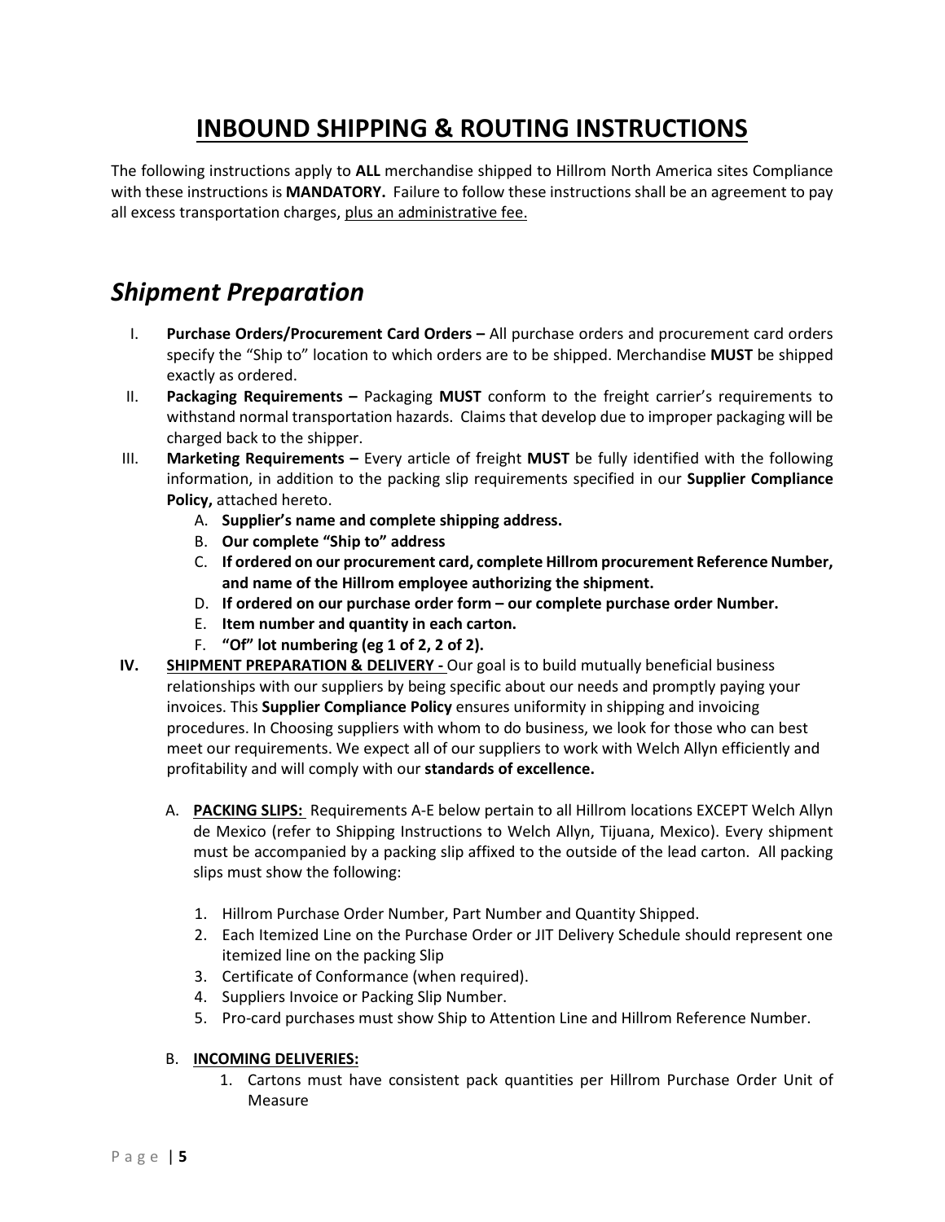# INBOUND SHIPPING & ROUTING INSTRUCTIONS

The following instructions apply to **ALL** merchandise shipped to Hillrom North America sites Compliance with these instructions is **MANDATORY.** Failure to follow these instructions shall be an agreement to pay all excess transportation charges, plus an administrative fee.

## *Shipment Preparation*

I. **Purchase Orders/Procurement Card Orders –** All purchase orders and procurement card orders specify the "Ship to" location to which orders are to be shipped. Merchandise **MUST** be shipped exactly as ordered.

II. **Packaging Requirements –** Packaging **MUST** conform to the freight carrier's requirements to withstand normal transportation hazards. Claims that develop due to improper packaging will be charged back to the shipper.

III. **Marketing Requirements –** Every article of freight **MUST** be fully identified with the following information, in addition to the packing slip requirements specified in our **Supplier Compliance Policy,** attached hereto.

   A. **Supplier's name and complete shipping address.**
   B. **Our complete "Ship to" address**
   C. **If ordered on our procurement card, complete Hillrom procurement Reference Number, and name of the Hillrom employee authorizing the shipment.**
   D. **If ordered on our purchase order form – our complete purchase order Number.**
   E. **Item number and quantity in each carton.**
   F. **"Of" lot numbering (eg 1 of 2, 2 of 2).**

**IV.** **SHIPMENT PREPARATION & DELIVERY -** Our goal is to build mutually beneficial business relationships with our suppliers by being specific about our needs and promptly paying your invoices. This **Supplier Compliance Policy** ensures uniformity in shipping and invoicing procedures. In Choosing suppliers with whom to do business, we look for those who can best meet our requirements. We expect all of our suppliers to work with Welch Allyn efficiently and profitability and will comply with our **standards of excellence.**

   A. **PACKING SLIPS:** Requirements A-E below pertain to all Hillrom locations EXCEPT Welch Allyn de Mexico (refer to Shipping Instructions to Welch Allyn, Tijuana, Mexico). Every shipment must be accompanied by a packing slip affixed to the outside of the lead carton. All packing slips must show the following:

      1. Hillrom Purchase Order Number, Part Number and Quantity Shipped.
      2. Each Itemized Line on the Purchase Order or JIT Delivery Schedule should represent one itemized line on the packing Slip
      3. Certificate of Conformance (when required).
      4. Suppliers Invoice or Packing Slip Number.
      5. Pro-card purchases must show Ship to Attention Line and Hillrom Reference Number.

   B. **INCOMING DELIVERIES:**

      1. Cartons must have consistent pack quantities per Hillrom Purchase Order Unit of Measure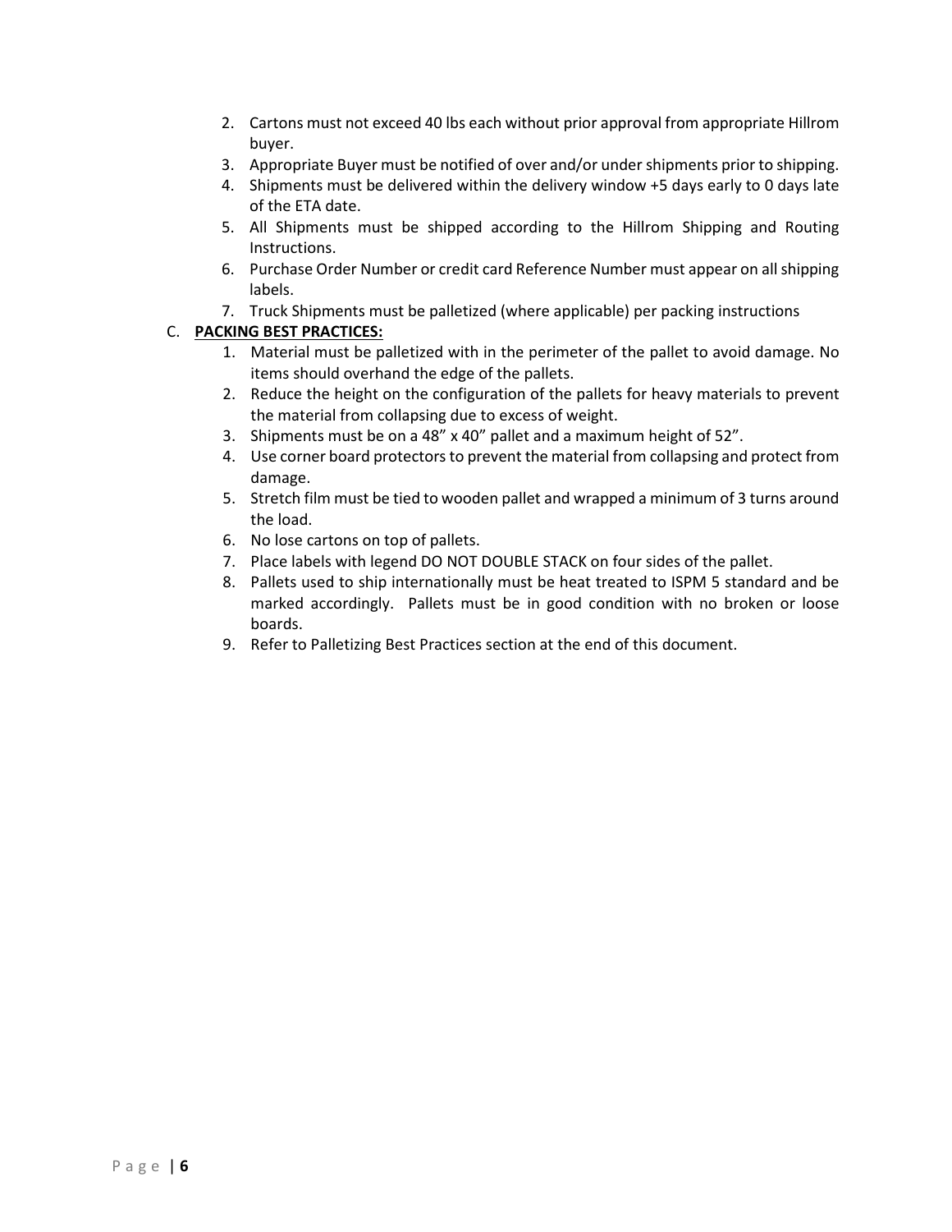2. Cartons must not exceed 40 lbs each without prior approval from appropriate Hillrom buyer.
3. Appropriate Buyer must be notified of over and/or under shipments prior to shipping.
4. Shipments must be delivered within the delivery window +5 days early to 0 days late of the ETA date.
5. All Shipments must be shipped according to the Hillrom Shipping and Routing Instructions.
6. Purchase Order Number or credit card Reference Number must appear on all shipping labels.
7. Truck Shipments must be palletized (where applicable) per packing instructions

C. **PACKING BEST PRACTICES:**

1. Material must be palletized with in the perimeter of the pallet to avoid damage. No items should overhand the edge of the pallets.
2. Reduce the height on the configuration of the pallets for heavy materials to prevent the material from collapsing due to excess of weight.
3. Shipments must be on a 48" x 40" pallet and a maximum height of 52".
4. Use corner board protectors to prevent the material from collapsing and protect from damage.
5. Stretch film must be tied to wooden pallet and wrapped a minimum of 3 turns around the load.
6. No lose cartons on top of pallets.
7. Place labels with legend DO NOT DOUBLE STACK on four sides of the pallet.
8. Pallets used to ship internationally must be heat treated to ISPM 5 standard and be marked accordingly. Pallets must be in good condition with no broken or loose boards.
9. Refer to Palletizing Best Practices section at the end of this document.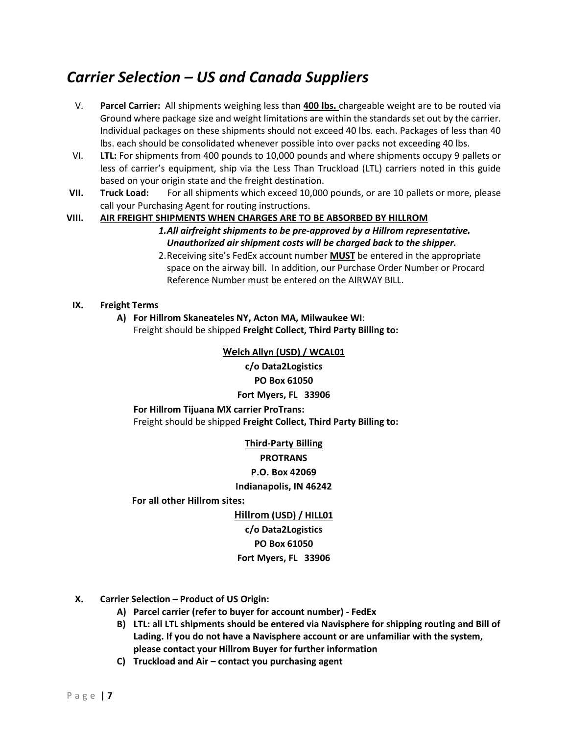# *Carrier Selection – US and Canada Suppliers*

V. **Parcel Carrier:** All shipments weighing less than **400 lbs.** chargeable weight are to be routed via Ground where package size and weight limitations are within the standards set out by the carrier. Individual packages on these shipments should not exceed 40 lbs. each. Packages of less than 40 lbs. each should be consolidated whenever possible into over packs not exceeding 40 lbs.

VI. **LTL:** For shipments from 400 pounds to 10,000 pounds and where shipments occupy 9 pallets or less of carrier's equipment, ship via the Less Than Truckload (LTL) carriers noted in this guide based on your origin state and the freight destination.

**VII.** **Truck Load:** For all shipments which exceed 10,000 pounds, or are 10 pallets or more, please call your Purchasing Agent for routing instructions.

**VIII.** **AIR FREIGHT SHIPMENTS WHEN CHARGES ARE TO BE ABSORBED BY HILLROM**

1. ***All airfreight shipments to be pre-approved by a Hillrom representative. Unauthorized air shipment costs will be charged back to the shipper.***
2. Receiving site's FedEx account number **MUST** be entered in the appropriate space on the airway bill. In addition, our Purchase Order Number or Procard Reference Number must be entered on the AIRWAY BILL.

**IX.** **Freight Terms**

**A) For Hillrom Skaneateles NY, Acton MA, Milwaukee WI**:
Freight should be shipped **Freight Collect, Third Party Billing to:**

**Welch Allyn (USD) / WCAL01**
**c/o Data2Logistics**
**PO Box 61050**
**Fort Myers, FL 33906**

**For Hillrom Tijuana MX carrier ProTrans:**
Freight should be shipped **Freight Collect, Third Party Billing to:**

**Third-Party Billing**
**PROTRANS**
**P.O. Box 42069**
**Indianapolis, IN 46242**

**For all other Hillrom sites:**

**Hillrom (USD) / HILL01**
**c/o Data2Logistics**
**PO Box 61050**
**Fort Myers, FL 33906**

**X.** **Carrier Selection – Product of US Origin:**

**A) Parcel carrier (refer to buyer for account number) - FedEx**

**B) LTL: all LTL shipments should be entered via Navisphere for shipping routing and Bill of Lading. If you do not have a Navisphere account or are unfamiliar with the system, please contact your Hillrom Buyer for further information**

**C) Truckload and Air – contact you purchasing agent**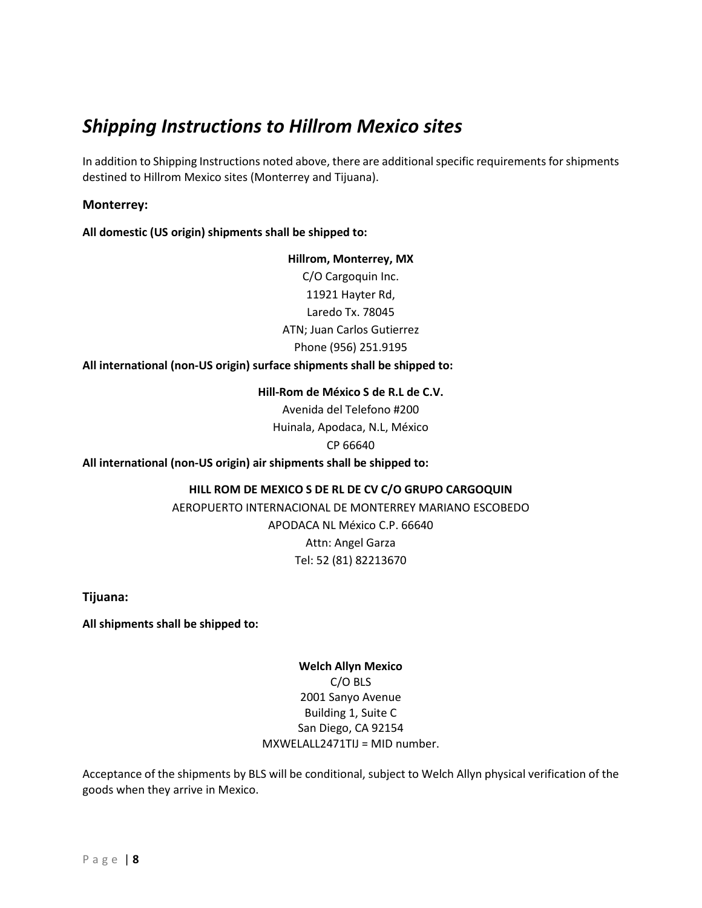## *Shipping Instructions to Hillrom Mexico sites*

In addition to Shipping Instructions noted above, there are additional specific requirements for shipments destined to Hillrom Mexico sites (Monterrey and Tijuana).

### Monterrey:

**All domestic (US origin) shipments shall be shipped to:**

**Hillrom, Monterrey, MX**
C/O Cargoquin Inc.
11921 Hayter Rd,
Laredo Tx. 78045
ATN; Juan Carlos Gutierrez
Phone (956) 251.9195

**All international (non-US origin) surface shipments shall be shipped to:**

**Hill-Rom de México S de R.L de C.V.**
Avenida del Telefono #200
Huinala, Apodaca, N.L, México
CP 66640

**All international (non-US origin) air shipments shall be shipped to:**

**HILL ROM DE MEXICO S DE RL DE CV C/O GRUPO CARGOQUIN**
AEROPUERTO INTERNACIONAL DE MONTERREY MARIANO ESCOBEDO
APODACA NL México C.P. 66640
Attn: Angel Garza
Tel: 52 (81) 82213670

### Tijuana:

**All shipments shall be shipped to:**

**Welch Allyn Mexico**
C/O BLS
2001 Sanyo Avenue
Building 1, Suite C
San Diego, CA 92154
MXWELALL2471TIJ = MID number.

Acceptance of the shipments by BLS will be conditional, subject to Welch Allyn physical verification of the goods when they arrive in Mexico.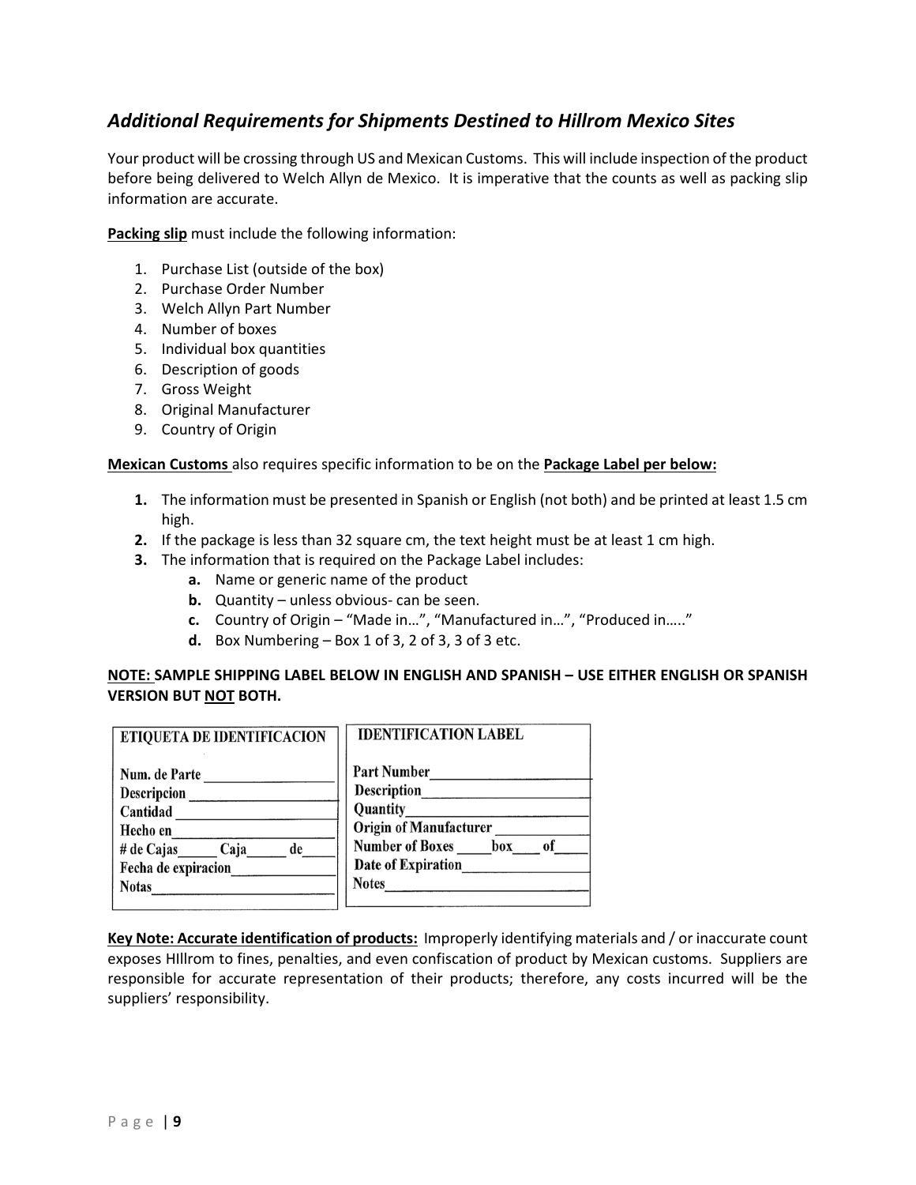## *Additional Requirements for Shipments Destined to Hillrom Mexico Sites*

Your product will be crossing through US and Mexican Customs. This will include inspection of the product before being delivered to Welch Allyn de Mexico. It is imperative that the counts as well as packing slip information are accurate.

**Packing slip** must include the following information:

1. Purchase List (outside of the box)
2. Purchase Order Number
3. Welch Allyn Part Number
4. Number of boxes
5. Individual box quantities
6. Description of goods
7. Gross Weight
8. Original Manufacturer
9. Country of Origin

**Mexican Customs** also requires specific information to be on the **Package Label per below:**

1. The information must be presented in Spanish or English (not both) and be printed at least 1.5 cm high.
2. If the package is less than 32 square cm, the text height must be at least 1 cm high.
3. The information that is required on the Package Label includes:
   a. Name or generic name of the product
   b. Quantity – unless obvious- can be seen.
   c. Country of Origin – "Made in…", "Manufactured in…", "Produced in….."
   d. Box Numbering – Box 1 of 3, 2 of 3, 3 of 3 etc.

**NOTE: SAMPLE SHIPPING LABEL BELOW IN ENGLISH AND SPANISH – USE EITHER ENGLISH OR SPANISH VERSION BUT NOT BOTH.**

| ETIQUETA DE IDENTIFICACION | IDENTIFICATION LABEL |
|---|---|
| Num. de Parte ______ | Part Number ______ |
| Descripcion ______ | Description ______ |
| Cantidad ______ | Quantity ______ |
| Hecho en ______ | Origin of Manufacturer ______ |
| # de Cajas ____ Caja ____ de ____ | Number of Boxes ____ box ____ of ____ |
| Fecha de expiracion ______ | Date of Expiration ______ |
| Notas ______ | Notes ______ |

**Key Note: Accurate identification of products:** Improperly identifying materials and / or inaccurate count exposes HIllrom to fines, penalties, and even confiscation of product by Mexican customs. Suppliers are responsible for accurate representation of their products; therefore, any costs incurred will be the suppliers' responsibility.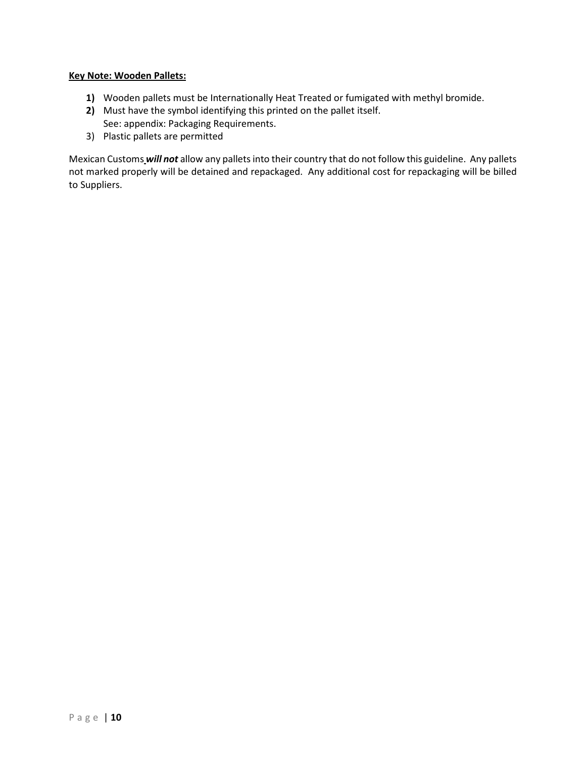**Key Note: Wooden Pallets:**

1) Wooden pallets must be Internationally Heat Treated or fumigated with methyl bromide.
2) Must have the symbol identifying this printed on the pallet itself.
   See: appendix: Packaging Requirements.
3) Plastic pallets are permitted

Mexican Customs ***will not*** allow any pallets into their country that do not follow this guideline. Any pallets not marked properly will be detained and repackaged. Any additional cost for repackaging will be billed to Suppliers.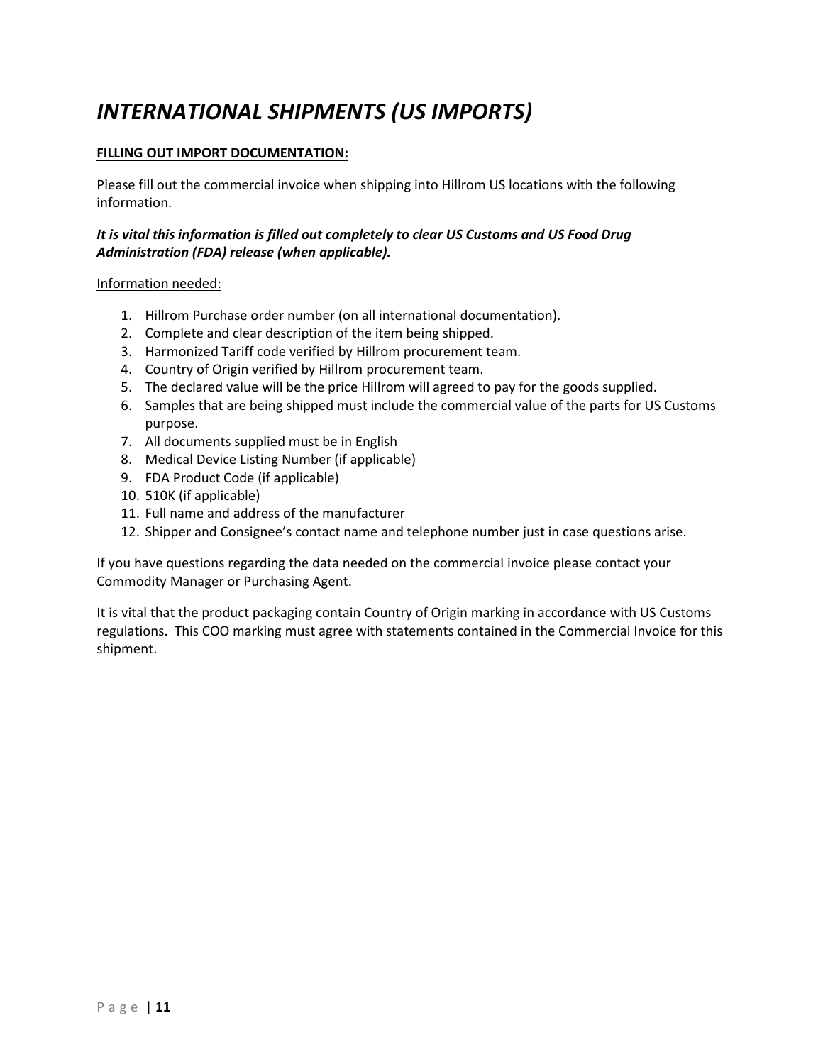# *INTERNATIONAL SHIPMENTS (US IMPORTS)*

**FILLING OUT IMPORT DOCUMENTATION:**

Please fill out the commercial invoice when shipping into Hillrom US locations with the following information.

***It is vital this information is filled out completely to clear US Customs and US Food Drug Administration (FDA) release (when applicable).***

Information needed:

1. Hillrom Purchase order number (on all international documentation).
2. Complete and clear description of the item being shipped.
3. Harmonized Tariff code verified by Hillrom procurement team.
4. Country of Origin verified by Hillrom procurement team.
5. The declared value will be the price Hillrom will agreed to pay for the goods supplied.
6. Samples that are being shipped must include the commercial value of the parts for US Customs purpose.
7. All documents supplied must be in English
8. Medical Device Listing Number (if applicable)
9. FDA Product Code (if applicable)
10. 510K (if applicable)
11. Full name and address of the manufacturer
12. Shipper and Consignee's contact name and telephone number just in case questions arise.

If you have questions regarding the data needed on the commercial invoice please contact your Commodity Manager or Purchasing Agent.

It is vital that the product packaging contain Country of Origin marking in accordance with US Customs regulations. This COO marking must agree with statements contained in the Commercial Invoice for this shipment.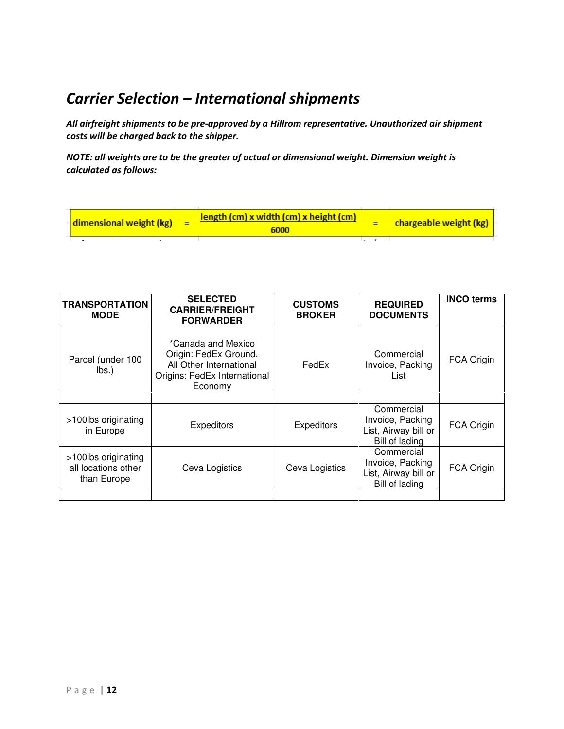## *Carrier Selection – International shipments*

***All airfreight shipments to be pre-approved by a Hillrom representative. Unauthorized air shipment costs will be charged back to the shipper.***

***NOTE: all weights are to be the greater of actual or dimensional weight. Dimension weight is calculated as follows:***

$$\text{dimensional weight (kg)} = \frac{\text{length (cm)} \times \text{width (cm)} \times \text{height (cm)}}{6000} = \text{chargeable weight (kg)}$$

| TRANSPORTATION MODE | SELECTED CARRIER/FREIGHT FORWARDER | CUSTOMS BROKER | REQUIRED DOCUMENTS | INCO terms |
|---|---|---|---|---|
| Parcel (under 100 lbs.) | *Canada and Mexico Origin: FedEx Ground. All Other International Origins: FedEx International Economy | FedEx | Commercial Invoice, Packing List | FCA Origin |
| >100lbs originating in Europe | Expeditors | Expeditors | Commercial Invoice, Packing List, Airway bill or Bill of lading | FCA Origin |
| >100lbs originating all locations other than Europe | Ceva Logistics | Ceva Logistics | Commercial Invoice, Packing List, Airway bill or Bill of lading | FCA Origin |
| | | | | |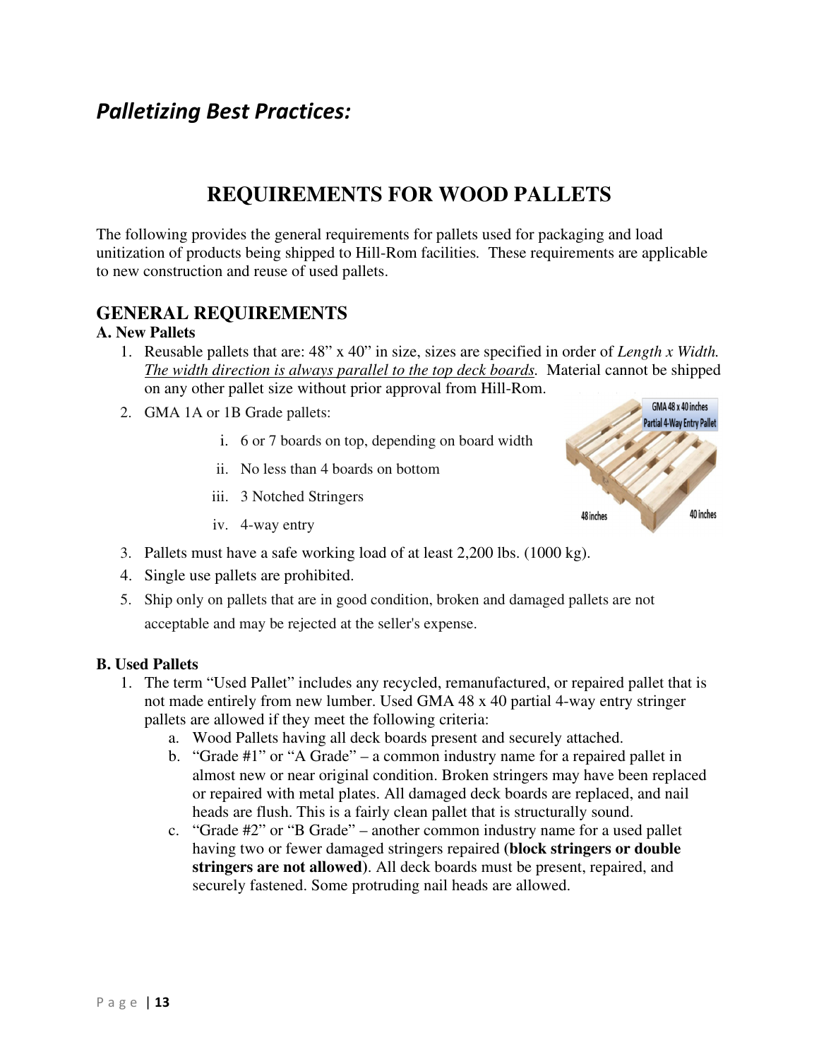# *Palletizing Best Practices:*

## REQUIREMENTS FOR WOOD PALLETS

The following provides the general requirements for pallets used for packaging and load unitization of products being shipped to Hill-Rom facilities. These requirements are applicable to new construction and reuse of used pallets.

### GENERAL REQUIREMENTS

**A. New Pallets**

1. Reusable pallets that are: 48" x 40" in size, sizes are specified in order of *Length x Width. The width direction is always parallel to the top deck boards.* Material cannot be shipped on any other pallet size without prior approval from Hill-Rom.
2. GMA 1A or 1B Grade pallets:
   i. 6 or 7 boards on top, depending on board width
   ii. No less than 4 boards on bottom
   iii. 3 Notched Stringers
   iv. 4-way entry
3. Pallets must have a safe working load of at least 2,200 lbs. (1000 kg).
4. Single use pallets are prohibited.
5. Ship only on pallets that are in good condition, broken and damaged pallets are not acceptable and may be rejected at the seller's expense.

**B. Used Pallets**

1. The term "Used Pallet" includes any recycled, remanufactured, or repaired pallet that is not made entirely from new lumber. Used GMA 48 x 40 partial 4-way entry stringer pallets are allowed if they meet the following criteria:
   a. Wood Pallets having all deck boards present and securely attached.
   b. "Grade #1" or "A Grade" – a common industry name for a repaired pallet in almost new or near original condition. Broken stringers may have been replaced or repaired with metal plates. All damaged deck boards are replaced, and nail heads are flush. This is a fairly clean pallet that is structurally sound.
   c. "Grade #2" or "B Grade" – another common industry name for a used pallet having two or fewer damaged stringers repaired **(block stringers or double stringers are not allowed)**. All deck boards must be present, repaired, and securely fastened. Some protruding nail heads are allowed.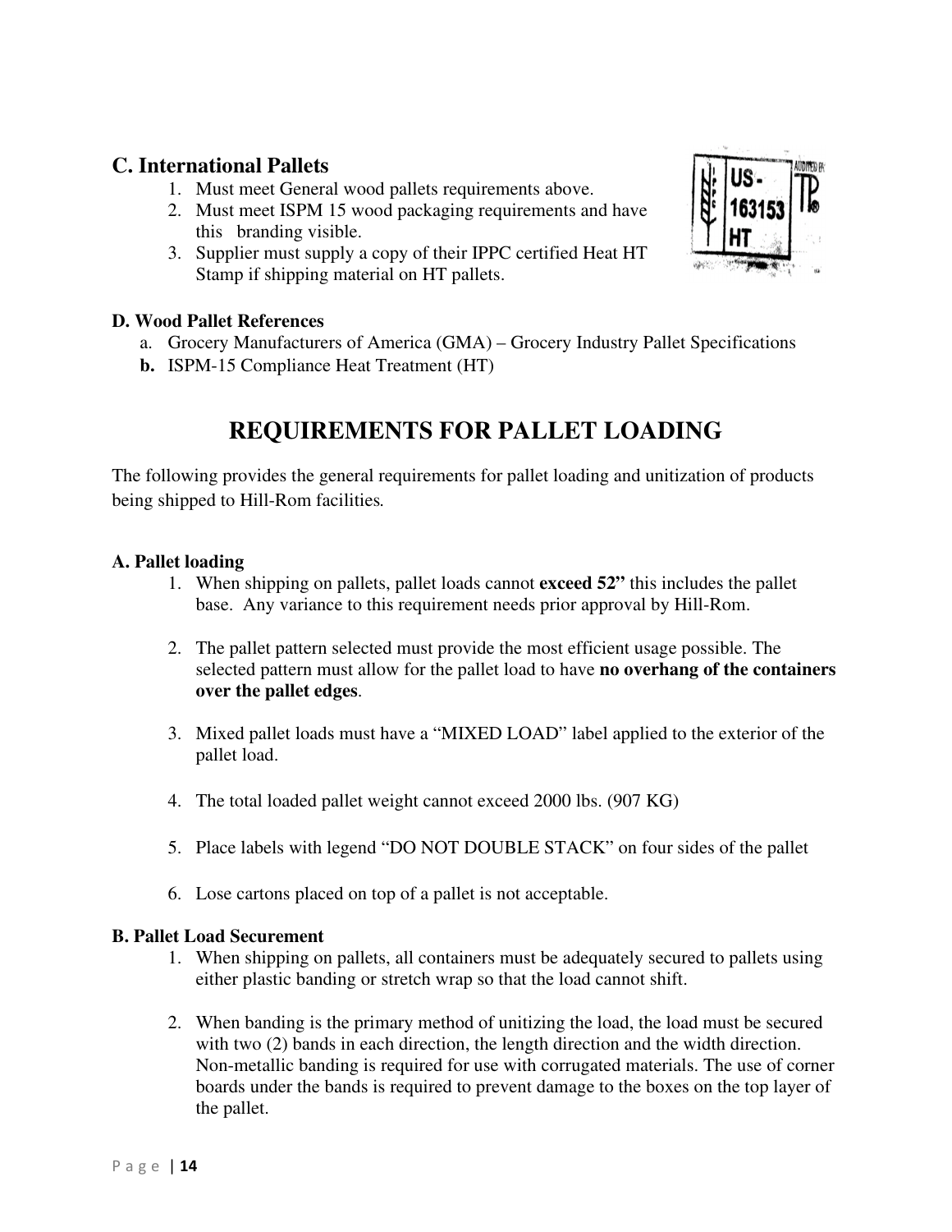## C. International Pallets

1. Must meet General wood pallets requirements above.
2. Must meet ISPM 15 wood packaging requirements and have this branding visible.
3. Supplier must supply a copy of their IPPC certified Heat HT Stamp if shipping material on HT pallets.

### D. Wood Pallet References

a. Grocery Manufacturers of America (GMA) – Grocery Industry Pallet Specifications
**b.** ISPM-15 Compliance Heat Treatment (HT)

# REQUIREMENTS FOR PALLET LOADING

The following provides the general requirements for pallet loading and unitization of products being shipped to Hill-Rom facilities.

### A. Pallet loading

1. When shipping on pallets, pallet loads cannot **exceed 52"** this includes the pallet base. Any variance to this requirement needs prior approval by Hill-Rom.

2. The pallet pattern selected must provide the most efficient usage possible. The selected pattern must allow for the pallet load to have **no overhang of the containers over the pallet edges**.

3. Mixed pallet loads must have a "MIXED LOAD" label applied to the exterior of the pallet load.

4. The total loaded pallet weight cannot exceed 2000 lbs. (907 KG)

5. Place labels with legend "DO NOT DOUBLE STACK" on four sides of the pallet

6. Lose cartons placed on top of a pallet is not acceptable.

### B. Pallet Load Securement

1. When shipping on pallets, all containers must be adequately secured to pallets using either plastic banding or stretch wrap so that the load cannot shift.

2. When banding is the primary method of unitizing the load, the load must be secured with two (2) bands in each direction, the length direction and the width direction. Non-metallic banding is required for use with corrugated materials. The use of corner boards under the bands is required to prevent damage to the boxes on the top layer of the pallet.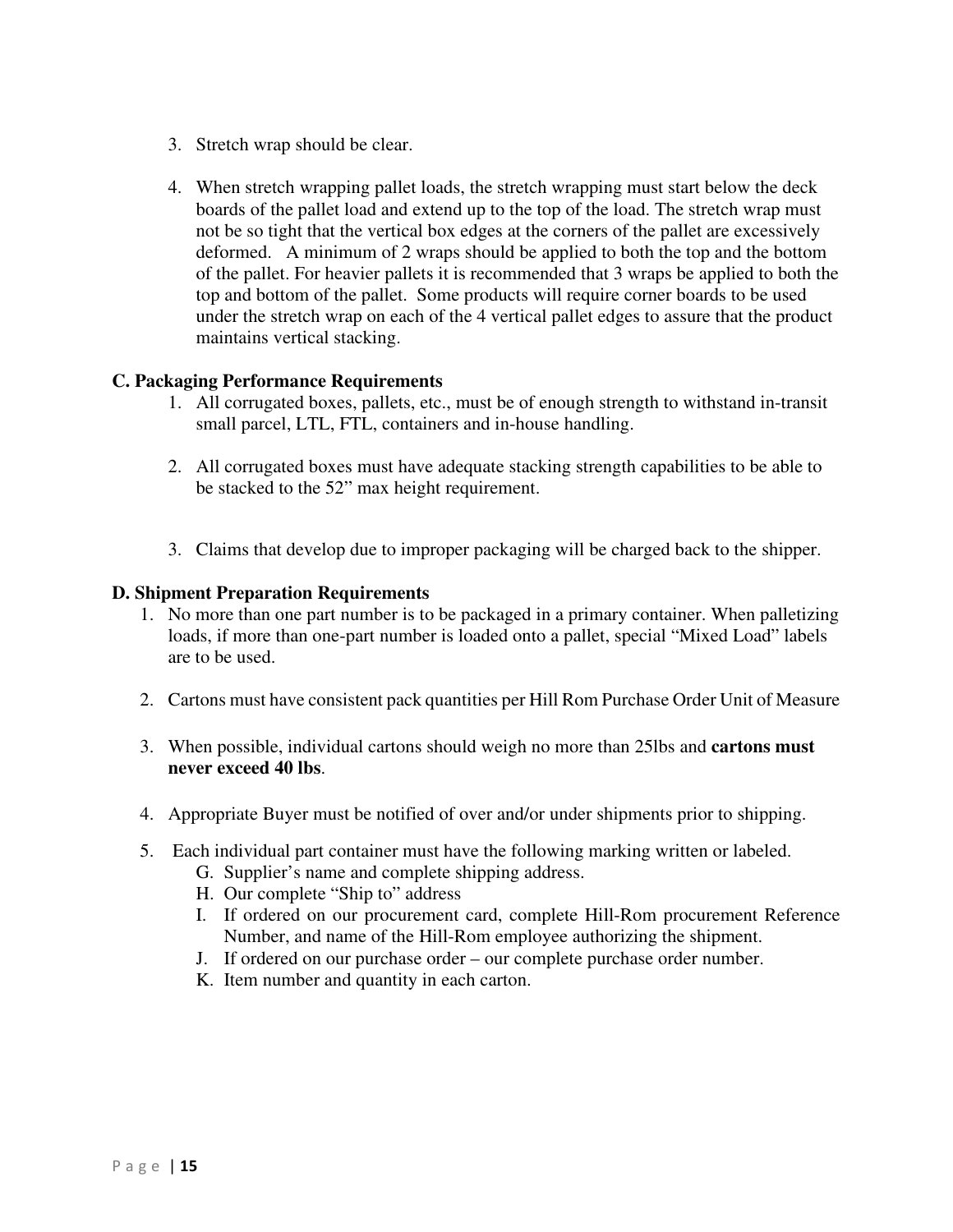3. Stretch wrap should be clear.

4. When stretch wrapping pallet loads, the stretch wrapping must start below the deck boards of the pallet load and extend up to the top of the load. The stretch wrap must not be so tight that the vertical box edges at the corners of the pallet are excessively deformed. A minimum of 2 wraps should be applied to both the top and the bottom of the pallet. For heavier pallets it is recommended that 3 wraps be applied to both the top and bottom of the pallet. Some products will require corner boards to be used under the stretch wrap on each of the 4 vertical pallet edges to assure that the product maintains vertical stacking.

**C. Packaging Performance Requirements**

1. All corrugated boxes, pallets, etc., must be of enough strength to withstand in-transit small parcel, LTL, FTL, containers and in-house handling.

2. All corrugated boxes must have adequate stacking strength capabilities to be able to be stacked to the 52" max height requirement.

3. Claims that develop due to improper packaging will be charged back to the shipper.

**D. Shipment Preparation Requirements**

1. No more than one part number is to be packaged in a primary container. When palletizing loads, if more than one-part number is loaded onto a pallet, special "Mixed Load" labels are to be used.

2. Cartons must have consistent pack quantities per Hill Rom Purchase Order Unit of Measure

3. When possible, individual cartons should weigh no more than 25lbs and **cartons must never exceed 40 lbs**.

4. Appropriate Buyer must be notified of over and/or under shipments prior to shipping.

5. Each individual part container must have the following marking written or labeled.
   - G. Supplier's name and complete shipping address.
   - H. Our complete "Ship to" address
   - I. If ordered on our procurement card, complete Hill-Rom procurement Reference Number, and name of the Hill-Rom employee authorizing the shipment.
   - J. If ordered on our purchase order – our complete purchase order number.
   - K. Item number and quantity in each carton.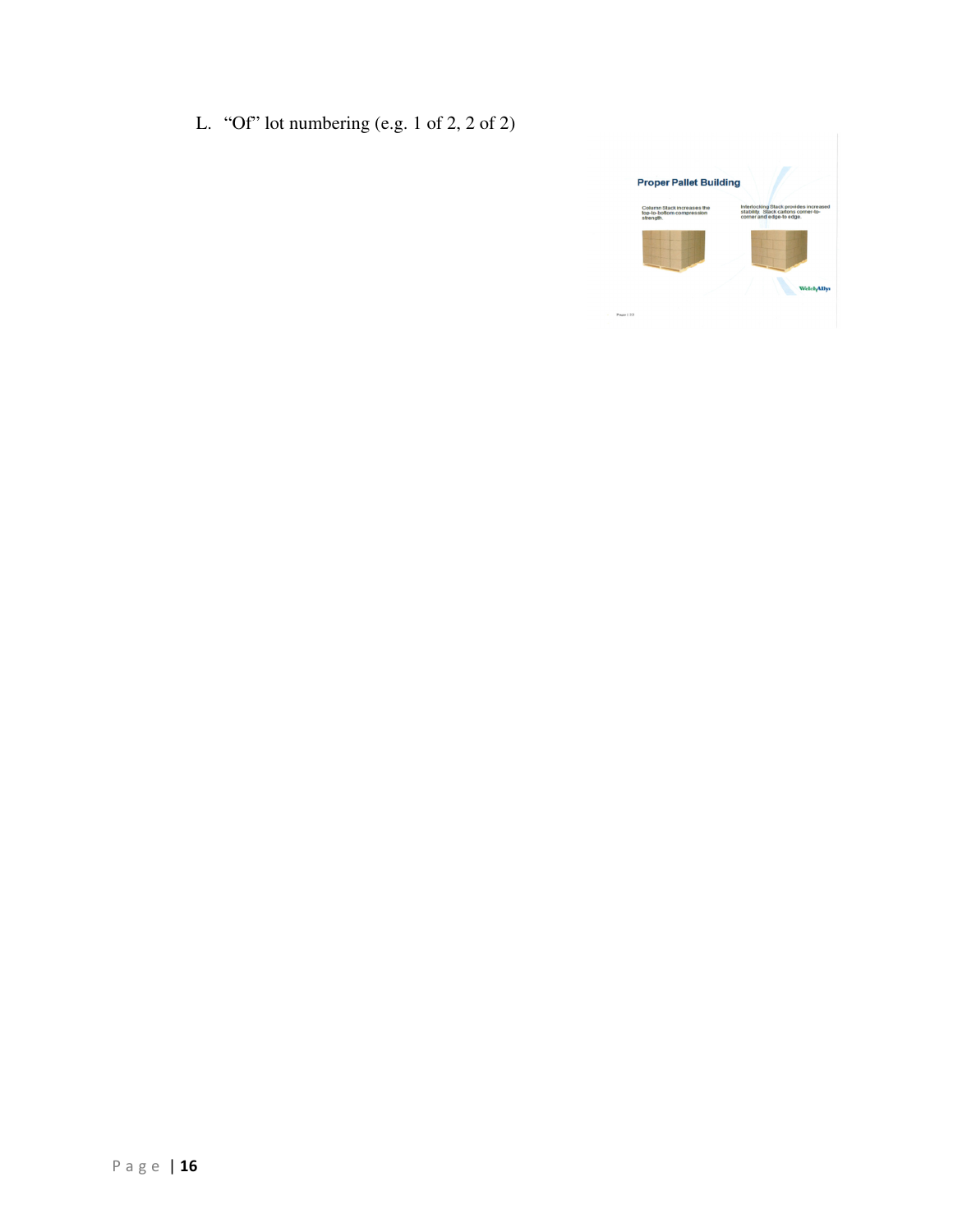L. "Of" lot numbering (e.g. 1 of 2, 2 of 2)

Proper Pallet Building

Column Stack increases the top-to-bottom compression strength.

Interlocking Stack provides increased stability. Stack cartons corner-to-corner and edge-to-edge.